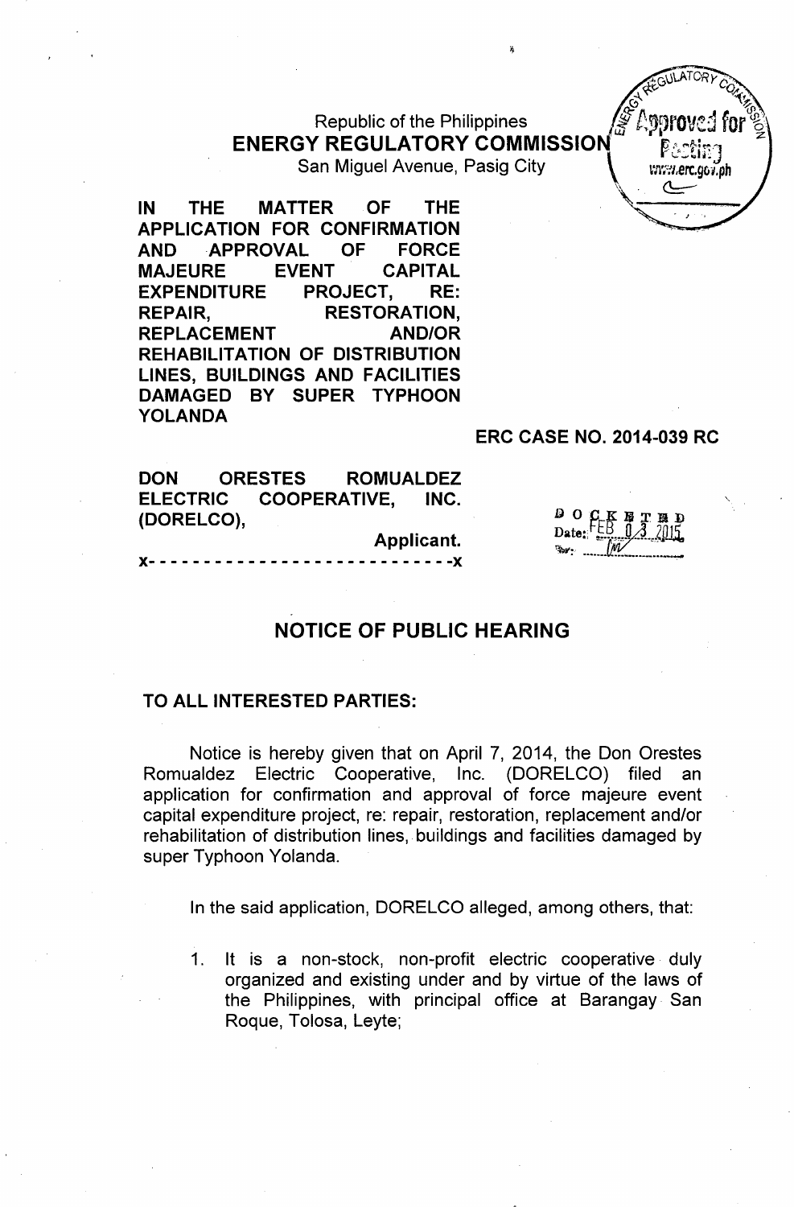Republic of the Philippines
**ENERGY REGULATORY COMMISSION**
San Miguel Avenue, Pasig City

**IN THE MATTER OF THE APPLICATION FOR CONFIRMATION AND APPROVAL OF FORCE MAJEURE EVENT CAPITAL EXPENDITURE PROJECT, RE: REPAIR, RESTORATION, REPLACEMENT AND/OR REHABILITATION OF DISTRIBUTION LINES, BUILDINGS AND FACILITIES DAMAGED BY SUPER TYPHOON YOLANDA**

**ERC CASE NO. 2014-039 RC**

**DON ORESTES ROMUALDEZ ELECTRIC COOPERATIVE, INC. (DORELCO),**

**Applicant.**

**x- - - - - - - - - - - - - - - - - - - - - - - - - - - -x**

DOCKETED
Date: FEB 03 2015

## NOTICE OF PUBLIC HEARING

**TO ALL INTERESTED PARTIES:**

Notice is hereby given that on April 7, 2014, the Don Orestes Romualdez Electric Cooperative, Inc. (DORELCO) filed an application for confirmation and approval of force majeure event capital expenditure project, re: repair, restoration, replacement and/or rehabilitation of distribution lines, buildings and facilities damaged by super Typhoon Yolanda.

In the said application, DORELCO alleged, among others, that:

1. It is a non-stock, non-profit electric cooperative duly organized and existing under and by virtue of the laws of the Philippines, with principal office at Barangay San Roque, Tolosa, Leyte;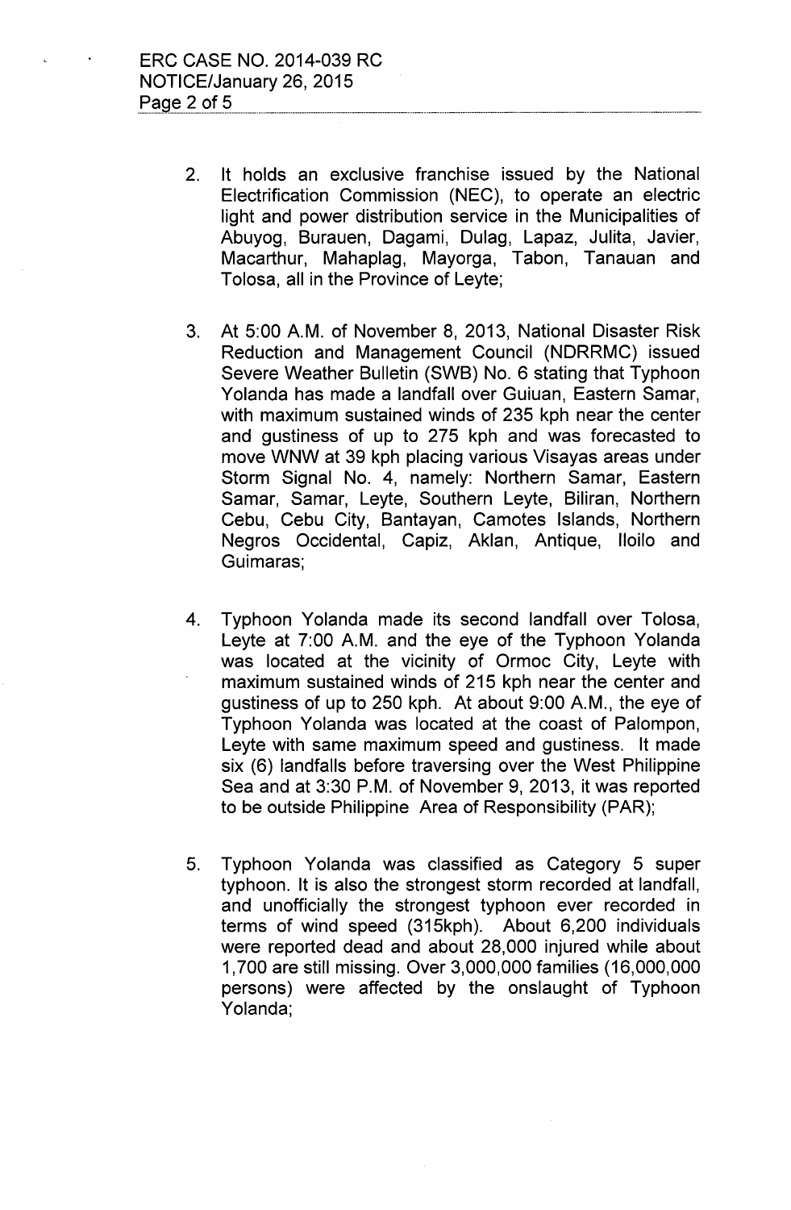2. It holds an exclusive franchise issued by the National Electrification Commission (NEC), to operate an electric light and power distribution service in the Municipalities of Abuyog, Burauen, Dagami, Dulag, Lapaz, Julita, Javier, Macarthur, Mahaplag, Mayorga, Tabon, Tanauan and Tolosa, all in the Province of Leyte;

3. At 5:00 A.M. of November 8, 2013, National Disaster Risk Reduction and Management Council (NDRRMC) issued Severe Weather Bulletin (SWB) No. 6 stating that Typhoon Yolanda has made a landfall over Guiuan, Eastern Samar, with maximum sustained winds of 235 kph near the center and gustiness of up to 275 kph and was forecasted to move WNW at 39 kph placing various Visayas areas under Storm Signal No. 4, namely: Northern Samar, Eastern Samar, Samar, Leyte, Southern Leyte, Biliran, Northern Cebu, Cebu City, Bantayan, Camotes Islands, Northern Negros Occidental, Capiz, Aklan, Antique, Iloilo and Guimaras;

4. Typhoon Yolanda made its second landfall over Tolosa, Leyte at 7:00 A.M. and the eye of the Typhoon Yolanda was located at the vicinity of Ormoc City, Leyte with maximum sustained winds of 215 kph near the center and gustiness of up to 250 kph. At about 9:00 A.M., the eye of Typhoon Yolanda was located at the coast of Palompon, Leyte with same maximum speed and gustiness. It made six (6) landfalls before traversing over the West Philippine Sea and at 3:30 P.M. of November 9, 2013, it was reported to be outside Philippine Area of Responsibility (PAR);

5. Typhoon Yolanda was classified as Category 5 super typhoon. It is also the strongest storm recorded at landfall, and unofficially the strongest typhoon ever recorded in terms of wind speed (315kph). About 6,200 individuals were reported dead and about 28,000 injured while about 1,700 are still missing. Over 3,000,000 families (16,000,000 persons) were affected by the onslaught of Typhoon Yolanda;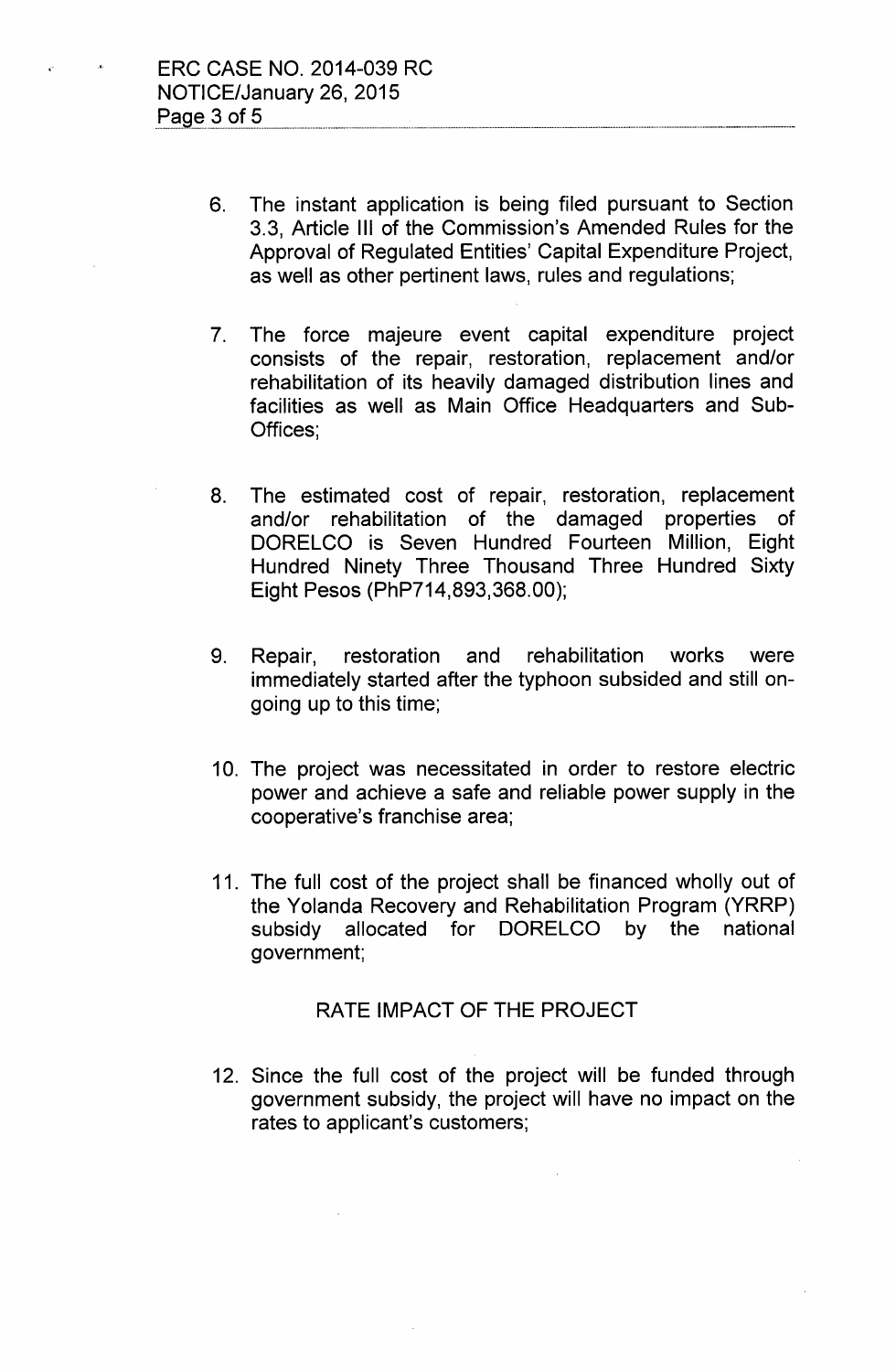6. The instant application is being filed pursuant to Section 3.3, Article III of the Commission's Amended Rules for the Approval of Regulated Entities' Capital Expenditure Project, as well as other pertinent laws, rules and regulations;

7. The force majeure event capital expenditure project consists of the repair, restoration, replacement and/or rehabilitation of its heavily damaged distribution lines and facilities as well as Main Office Headquarters and Sub-Offices;

8. The estimated cost of repair, restoration, replacement and/or rehabilitation of the damaged properties of DORELCO is Seven Hundred Fourteen Million, Eight Hundred Ninety Three Thousand Three Hundred Sixty Eight Pesos (PhP714,893,368.00);

9. Repair, restoration and rehabilitation works were immediately started after the typhoon subsided and still on-going up to this time;

10. The project was necessitated in order to restore electric power and achieve a safe and reliable power supply in the cooperative's franchise area;

11. The full cost of the project shall be financed wholly out of the Yolanda Recovery and Rehabilitation Program (YRRP) subsidy allocated for DORELCO by the national government;

## RATE IMPACT OF THE PROJECT

12. Since the full cost of the project will be funded through government subsidy, the project will have no impact on the rates to applicant's customers;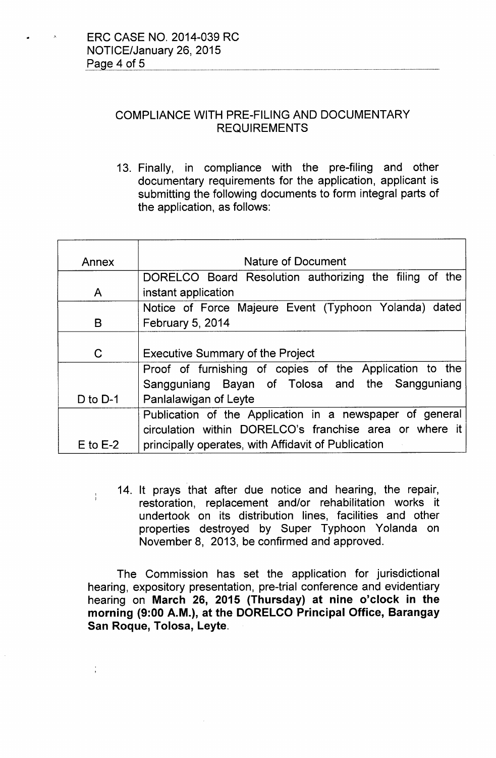## COMPLIANCE WITH PRE-FILING AND DOCUMENTARY REQUIREMENTS

13. Finally, in compliance with the pre-filing and other documentary requirements for the application, applicant is submitting the following documents to form integral parts of the application, as follows:

| Annex | Nature of Document |
|---|---|
| A | DORELCO Board Resolution authorizing the filing of the instant application |
| B | Notice of Force Majeure Event (Typhoon Yolanda) dated February 5, 2014 |
| C | Executive Summary of the Project |
| D to D-1 | Proof of furnishing of copies of the Application to the Sangguniang Bayan of Tolosa and the Sangguniang Panlalawigan of Leyte |
| E to E-2 | Publication of the Application in a newspaper of general circulation within DORELCO's franchise area or where it principally operates, with Affidavit of Publication |

14. It prays that after due notice and hearing, the repair, restoration, replacement and/or rehabilitation works it undertook on its distribution lines, facilities and other properties destroyed by Super Typhoon Yolanda on November 8, 2013, be confirmed and approved.

The Commission has set the application for jurisdictional hearing, expository presentation, pre-trial conference and evidentiary hearing on **March 26, 2015 (Thursday) at nine o'clock in the morning (9:00 A.M.), at the DORELCO Principal Office, Barangay San Roque, Tolosa, Leyte**.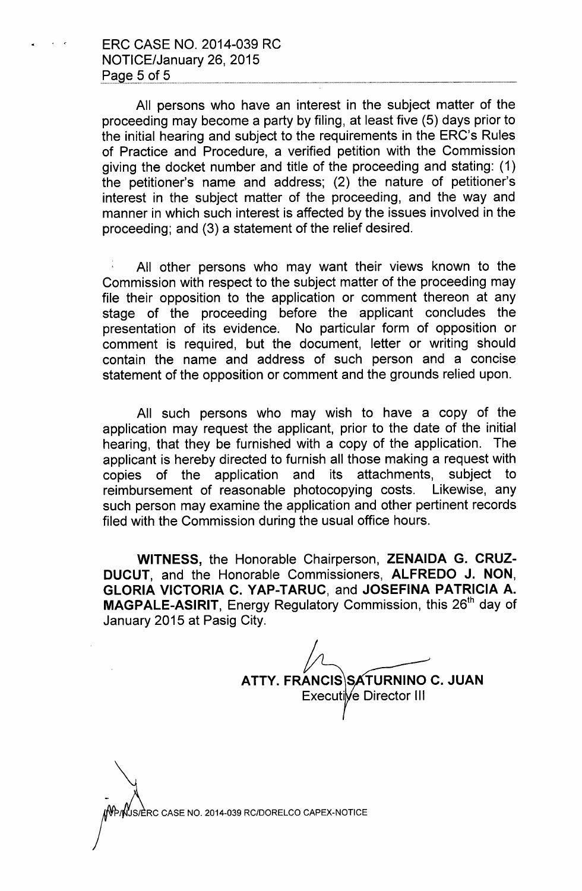All persons who have an interest in the subject matter of the proceeding may become a party by filing, at least five (5) days prior to the initial hearing and subject to the requirements in the ERC's Rules of Practice and Procedure, a verified petition with the Commission giving the docket number and title of the proceeding and stating: (1) the petitioner's name and address; (2) the nature of petitioner's interest in the subject matter of the proceeding, and the way and manner in which such interest is affected by the issues involved in the proceeding; and (3) a statement of the relief desired.

All other persons who may want their views known to the Commission with respect to the subject matter of the proceeding may file their opposition to the application or comment thereon at any stage of the proceeding before the applicant concludes the presentation of its evidence. No particular form of opposition or comment is required, but the document, letter or writing should contain the name and address of such person and a concise statement of the opposition or comment and the grounds relied upon.

All such persons who may wish to have a copy of the application may request the applicant, prior to the date of the initial hearing, that they be furnished with a copy of the application. The applicant is hereby directed to furnish all those making a request with copies of the application and its attachments, subject to reimbursement of reasonable photocopying costs. Likewise, any such person may examine the application and other pertinent records filed with the Commission during the usual office hours.

**WITNESS,** the Honorable Chairperson, **ZENAIDA G. CRUZ-DUCUT**, and the Honorable Commissioners, **ALFREDO J. NON**, **GLORIA VICTORIA C. YAP-TARUC**, and **JOSEFINA PATRICIA A. MAGPALE-ASIRIT**, Energy Regulatory Commission, this 26th day of January 2015 at Pasig City.

**ATTY. FRANCIS SATURNINO C. JUAN**
Executive Director III

MVP/NJS/ERC CASE NO. 2014-039 RC/DORELCO CAPEX-NOTICE